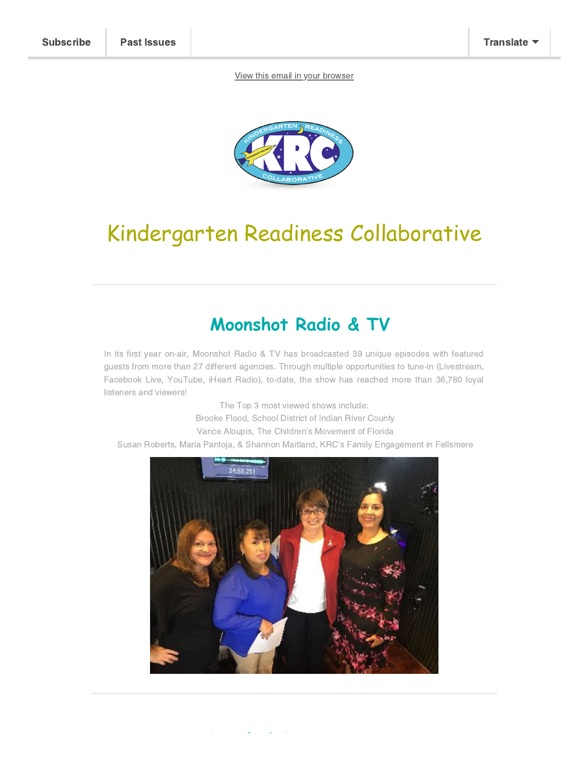Subscribe | Past Issues | Translate

View this email in your browser

# Kindergarten Readiness Collaborative

## Moonshot Radio & TV

In its first year on-air, Moonshot Radio & TV has broadcasted 39 unique episodes with featured guests from more than 27 different agencies. Through multiple opportunities to tune-in (Livestream, Facebook Live, YouTube, iHeart Radio), to-date, the show has reached more than 36,780 loyal listeners and viewers!

The Top 3 most viewed shows include:

Brooke Flood, School District of Indian River County

Vance Aloupis, The Children's Movement of Florida

Susan Roberts, Maria Pantoja, & Shannon Maitland, KRC's Family Engagement in Fellsmere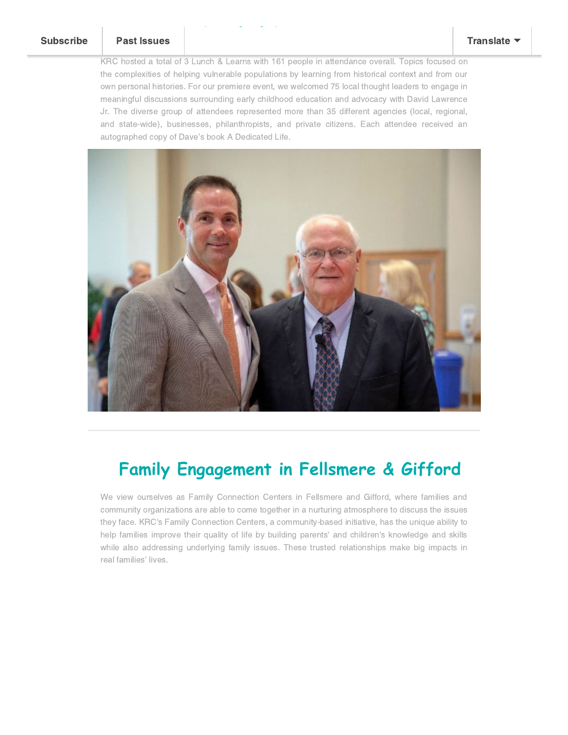KRC hosted a total of 3 Lunch & Learns with 161 people in attendance overall. Topics focused on the complexities of helping vulnerable populations by learning from historical context and from our own personal histories. For our premiere event, we welcomed 75 local thought leaders to engage in meaningful discussions surrounding early childhood education and advocacy with David Lawrence Jr. The diverse group of attendees represented more than 35 different agencies (local, regional, and state-wide), businesses, philanthropists, and private citizens. Each attendee received an autographed copy of Dave's book A Dedicated Life.

## Family Engagement in Fellsmere & Gifford

We view ourselves as Family Connection Centers in Fellsmere and Gifford, where families and community organizations are able to come together in a nurturing atmosphere to discuss the issues they face. KRC's Family Connection Centers, a community-based initiative, has the unique ability to help families improve their quality of life by building parents' and children's knowledge and skills while also addressing underlying family issues. These trusted relationships make big impacts in real families' lives.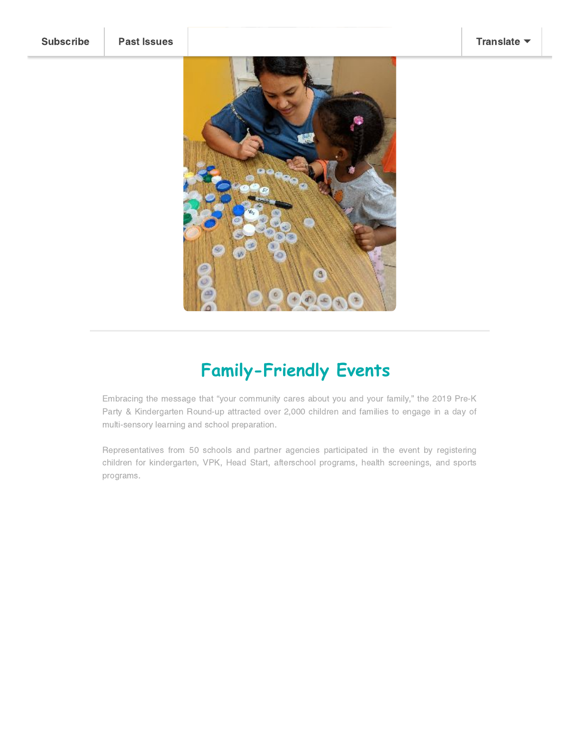Subscribe | Past Issues | Translate

## Family-Friendly Events

Embracing the message that “your community cares about you and your family,” the 2019 Pre-K Party & Kindergarten Round-up attracted over 2,000 children and families to engage in a day of multi-sensory learning and school preparation.

Representatives from 50 schools and partner agencies participated in the event by registering children for kindergarten, VPK, Head Start, afterschool programs, health screenings, and sports programs.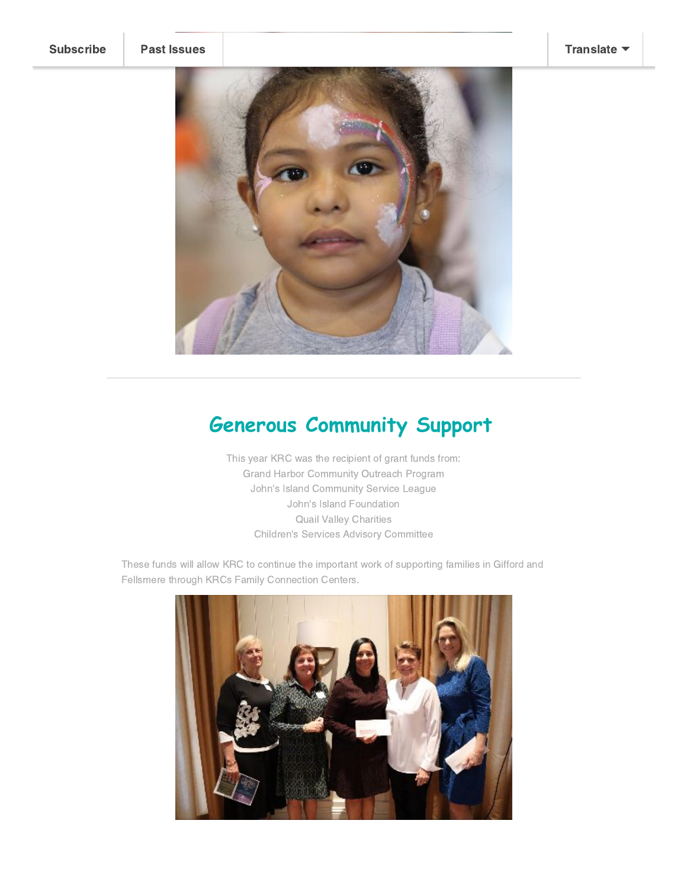## Generous Community Support

This year KRC was the recipient of grant funds from:
Grand Harbor Community Outreach Program
John's Island Community Service League
John's Island Foundation
Quail Valley Charities
Children's Services Advisory Committee

These funds will allow KRC to continue the important work of supporting families in Gifford and Fellsmere through KRCs Family Connection Centers.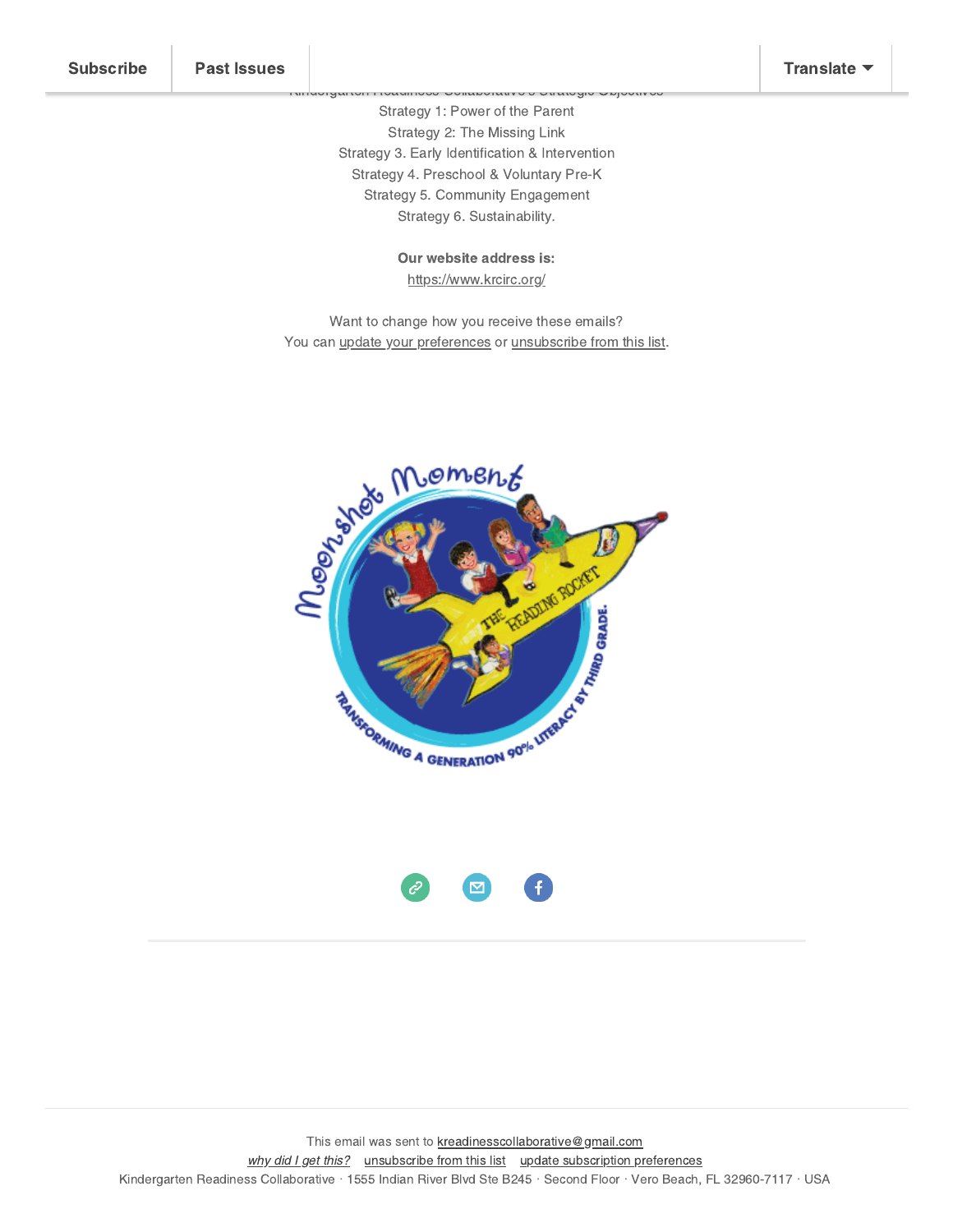Subscribe | Past Issues | Translate

Kindergarten Readiness Collaborative's Strategic Objectives

Strategy 1: Power of the Parent
Strategy 2: The Missing Link
Strategy 3. Early Identification & Intervention
Strategy 4. Preschool & Voluntary Pre-K
Strategy 5. Community Engagement
Strategy 6. Sustainability.

**Our website address is:**
https://www.krcirc.org/

Want to change how you receive these emails?
You can update your preferences or unsubscribe from this list.

This email was sent to kreadinesscollaborative@gmail.com
*why did I get this?* unsubscribe from this list update subscription preferences
Kindergarten Readiness Collaborative · 1555 Indian River Blvd Ste B245 · Second Floor · Vero Beach, FL 32960-7117 · USA